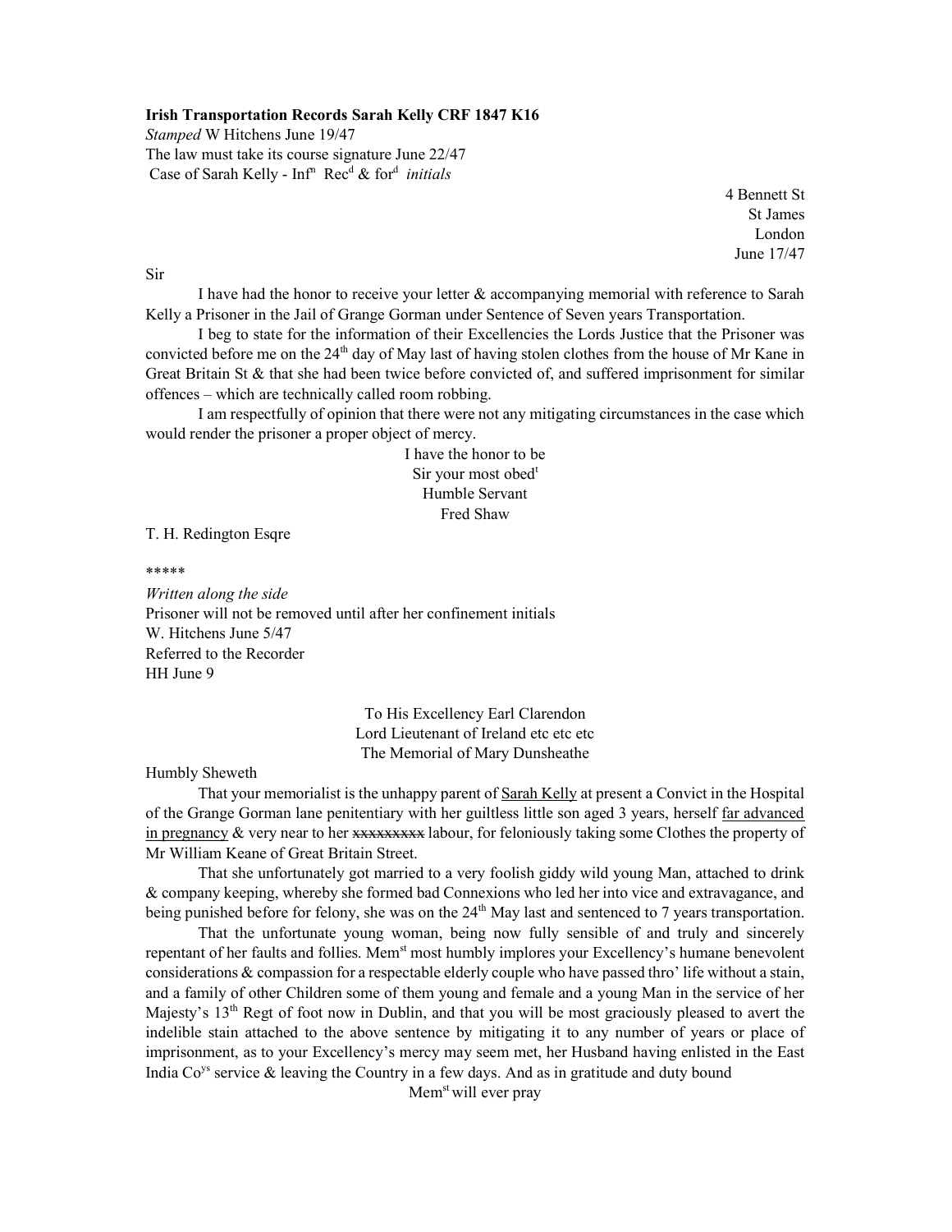**Irish Transportation Records Sarah Kelly CRF 1847 K16**

*Stamped* W Hitchens June 19/47

The law must take its course signature June 22/47

Case of Sarah Kelly - Inf[n] Rec[d] & for[d] *initials*

4 Bennett St
St James
London
June 17/47

Sir

I have had the honor to receive your letter & accompanying memorial with reference to Sarah Kelly a Prisoner in the Jail of Grange Gorman under Sentence of Seven years Transportation.

I beg to state for the information of their Excellencies the Lords Justice that the Prisoner was convicted before me on the 24[th] day of May last of having stolen clothes from the house of Mr Kane in Great Britain St & that she had been twice before convicted of, and suffered imprisonment for similar offences – which are technically called room robbing.

I am respectfully of opinion that there were not any mitigating circumstances in the case which would render the prisoner a proper object of mercy.

I have the honor to be
Sir your most obed[t]
Humble Servant
Fred Shaw

T. H. Redington Esqre

*****

*Written along the side*

Prisoner will not be removed until after her confinement initials

W. Hitchens June 5/47

Referred to the Recorder

HH June 9

To His Excellency Earl Clarendon
Lord Lieutenant of Ireland etc etc etc
The Memorial of Mary Dunsheathe

Humbly Sheweth

That your memorialist is the unhappy parent of <u>Sarah Kelly</u> at present a Convict in the Hospital of the Grange Gorman lane penitentiary with her guiltless little son aged 3 years, herself <u>far advanced in pregnancy</u> & very near to her ~~xxxxxxxxx~~ labour, for feloniously taking some Clothes the property of Mr William Keane of Great Britain Street.

That she unfortunately got married to a very foolish giddy wild young Man, attached to drink & company keeping, whereby she formed bad Connexions who led her into vice and extravagance, and being punished before for felony, she was on the 24[th] May last and sentenced to 7 years transportation.

That the unfortunate young woman, being now fully sensible of and truly and sincerely repentant of her faults and follies. Mem[st] most humbly implores your Excellency's humane benevolent considerations & compassion for a respectable elderly couple who have passed thro' life without a stain, and a family of other Children some of them young and female and a young Man in the service of her Majesty's 13[th] Regt of foot now in Dublin, and that you will be most graciously pleased to avert the indelible stain attached to the above sentence by mitigating it to any number of years or place of imprisonment, as to your Excellency's mercy may seem met, her Husband having enlisted in the East India Co[ys] service & leaving the Country in a few days. And as in gratitude and duty bound

Mem[st] will ever pray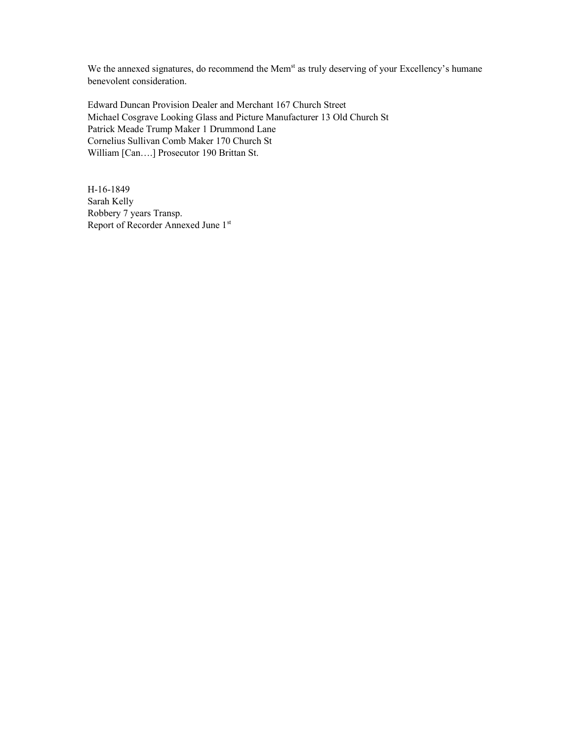We the annexed signatures, do recommend the Mem[st] as truly deserving of your Excellency's humane benevolent consideration.

Edward Duncan Provision Dealer and Merchant 167 Church Street
Michael Cosgrave Looking Glass and Picture Manufacturer 13 Old Church St
Patrick Meade Trump Maker 1 Drummond Lane
Cornelius Sullivan Comb Maker 170 Church St
William [Can….] Prosecutor 190 Brittan St.

H-16-1849
Sarah Kelly
Robbery 7 years Transp.
Report of Recorder Annexed June 1[st]